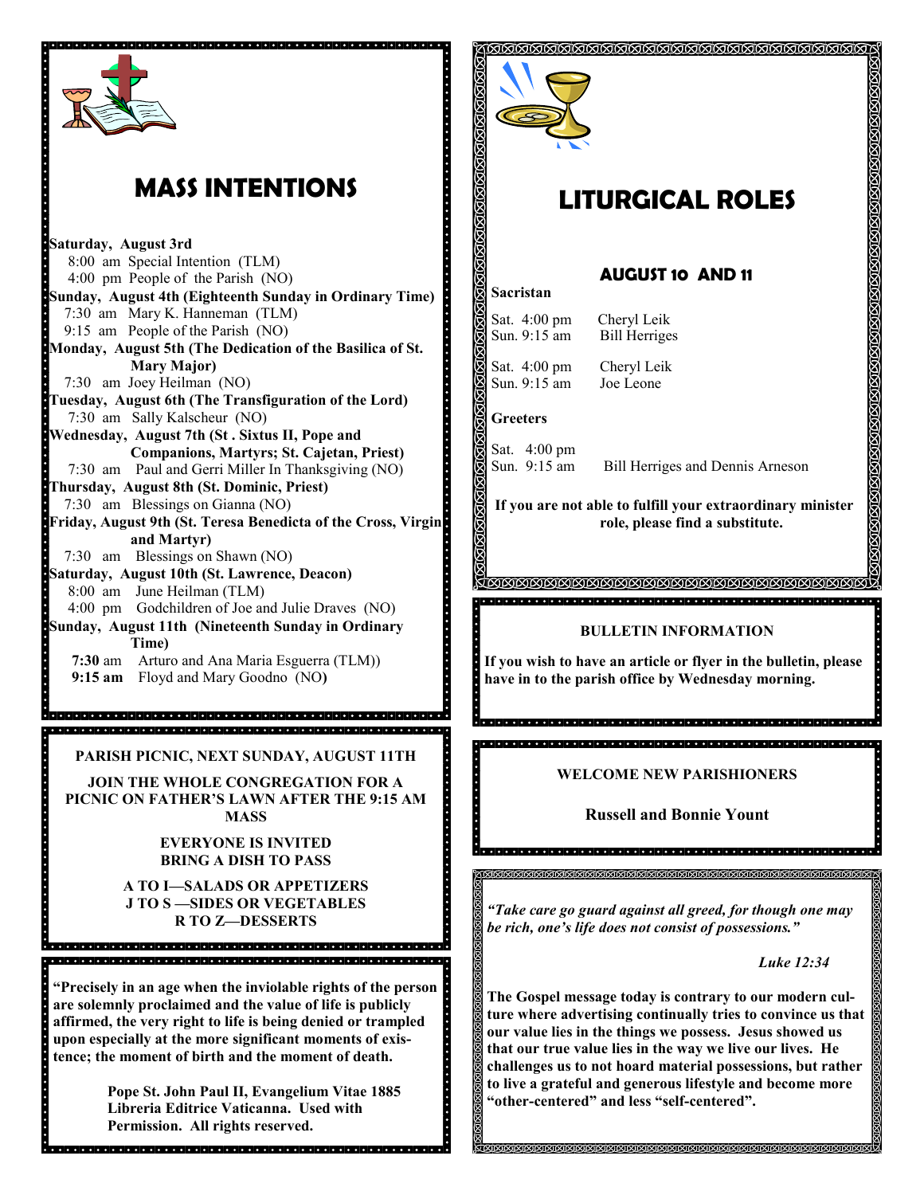# MASS INTENTIONS

**Saturday, August 3rd**
8:00 am Special Intention (TLM)
4:00 pm People of the Parish (NO)

**Sunday, August 4th (Eighteenth Sunday in Ordinary Time)**
7:30 am Mary K. Hanneman (TLM)
9:15 am People of the Parish (NO)

**Monday, August 5th (The Dedication of the Basilica of St. Mary Major)**
7:30 am Joey Heilman (NO)

**Tuesday, August 6th (The Transfiguration of the Lord)**
7:30 am Sally Kalscheur (NO)

**Wednesday, August 7th (St . Sixtus II, Pope and Companions, Martyrs; St. Cajetan, Priest)**
7:30 am Paul and Gerri Miller In Thanksgiving (NO)

**Thursday, August 8th (St. Dominic, Priest)**
7:30 am Blessings on Gianna (NO)

**Friday, August 9th (St. Teresa Benedicta of the Cross, Virgin and Martyr)**
7:30 am Blessings on Shawn (NO)

**Saturday, August 10th (St. Lawrence, Deacon)**
8:00 am June Heilman (TLM)
4:00 pm Godchildren of Joe and Julie Draves (NO)

**Sunday, August 11th (Nineteenth Sunday in Ordinary Time)**
**7:30** am Arturo and Ana Maria Esguerra (TLM))
**9:15 am** Floyd and Mary Goodno (NO**)**

---

**PARISH PICNIC, NEXT SUNDAY, AUGUST 11TH**

**JOIN THE WHOLE CONGREGATION FOR A PICNIC ON FATHER'S LAWN AFTER THE 9:15 AM MASS**

**EVERYONE IS INVITED**
**BRING A DISH TO PASS**

**A TO I—SALADS OR APPETIZERS**
**J TO S —SIDES OR VEGETABLES**
**R TO Z—DESSERTS**

---

**"Precisely in an age when the inviolable rights of the person are solemnly proclaimed and the value of life is publicly affirmed, the very right to life is being denied or trampled upon especially at the more significant moments of existence; the moment of birth and the moment of death.**

**Pope St. John Paul II, Evangelium Vitae 1885 Libreria Editrice Vaticanna. Used with Permission. All rights reserved.**

---

# LITURGICAL ROLES

## AUGUST 10 AND 11

**Sacristan**

Sat. 4:00 pm Cheryl Leik
Sun. 9:15 am Bill Herriges

Sat. 4:00 pm Cheryl Leik
Sun. 9:15 am Joe Leone

**Greeters**

Sat. 4:00 pm
Sun. 9:15 am Bill Herriges and Dennis Arneson

**If you are not able to fulfill your extraordinary minister role, please find a substitute.**

---

**BULLETIN INFORMATION**

**If you wish to have an article or flyer in the bulletin, please have in to the parish office by Wednesday morning.**

---

**WELCOME NEW PARISHIONERS**

**Russell and Bonnie Yount**

---

***"Take care go guard against all greed, for though one may be rich, one's life does not consist of possessions."***

***Luke 12:34***

**The Gospel message today is contrary to our modern culture where advertising continually tries to convince us that our value lies in the things we possess. Jesus showed us that our true value lies in the way we live our lives. He challenges us to not hoard material possessions, but rather to live a grateful and generous lifestyle and become more "other-centered" and less "self-centered".**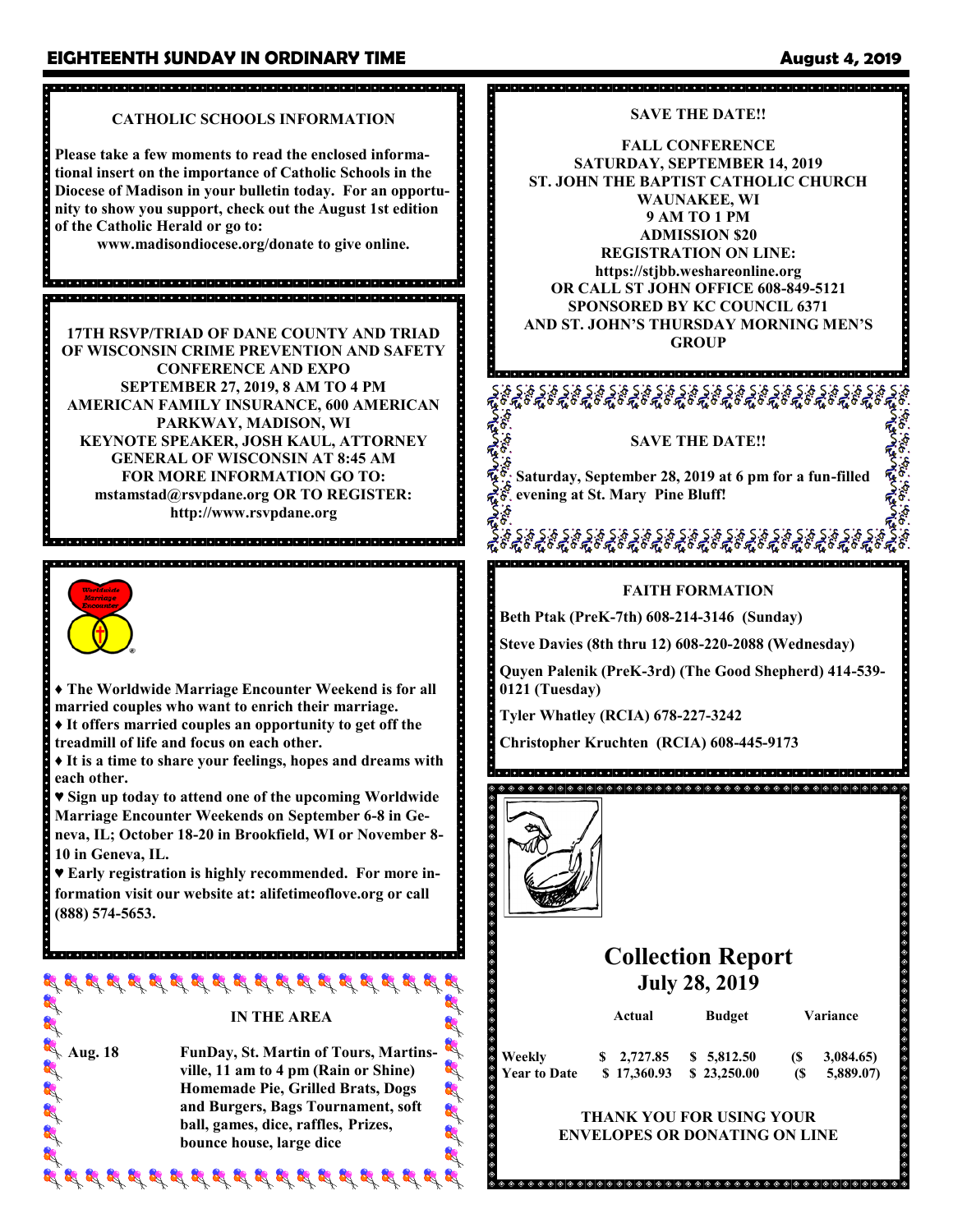### CATHOLIC SCHOOLS INFORMATION

**Please take a few moments to read the enclosed informational insert on the importance of Catholic Schools in the Diocese of Madison in your bulletin today. For an opportunity to show you support, check out the August 1st edition of the Catholic Herald or go to:**
**www.madisondiocese.org/donate to give online.**

**17TH RSVP/TRIAD OF DANE COUNTY AND TRIAD OF WISCONSIN CRIME PREVENTION AND SAFETY CONFERENCE AND EXPO**
**SEPTEMBER 27, 2019, 8 AM TO 4 PM**
**AMERICAN FAMILY INSURANCE, 600 AMERICAN PARKWAY, MADISON, WI**
**KEYNOTE SPEAKER, JOSH KAUL, ATTORNEY GENERAL OF WISCONSIN AT 8:45 AM**
**FOR MORE INFORMATION GO TO: mstamstad@rsvpdane.org OR TO REGISTER: http://www.rsvpdane.org**

Worldwide Marriage Encounter

♦ **The Worldwide Marriage Encounter Weekend is for all married couples who want to enrich their marriage.**
♦ **It offers married couples an opportunity to get off the treadmill of life and focus on each other.**
♦ **It is a time to share your feelings, hopes and dreams with each other.**
♥ **Sign up today to attend one of the upcoming Worldwide Marriage Encounter Weekends on September 6-8 in Geneva, IL; October 18-20 in Brookfield, WI or November 8-10 in Geneva, IL.**
♥ **Early registration is highly recommended. For more information visit our website at: alifetimeoflove.org or call (888) 574-5653.**

### IN THE AREA

**Aug. 18** — **FunDay, St. Martin of Tours, Martinsville, 11 am to 4 pm (Rain or Shine) Homemade Pie, Grilled Brats, Dogs and Burgers, Bags Tournament, soft ball, games, dice, raffles, Prizes, bounce house, large dice**

### SAVE THE DATE!!

**FALL CONFERENCE**
**SATURDAY, SEPTEMBER 14, 2019**
**ST. JOHN THE BAPTIST CATHOLIC CHURCH**
**WAUNAKEE, WI**
**9 AM TO 1 PM**
**ADMISSION $20**
**REGISTRATION ON LINE:**
**https://stjbb.weshareonline.org**
**OR CALL ST JOHN OFFICE 608-849-5121**
**SPONSORED BY KC COUNCIL 6371**
**AND ST. JOHN'S THURSDAY MORNING MEN'S GROUP**

### SAVE THE DATE!!

**Saturday, September 28, 2019 at 6 pm for a fun-filled evening at St. Mary Pine Bluff!**

### FAITH FORMATION

**Beth Ptak (PreK-7th) 608-214-3146 (Sunday)**

**Steve Davies (8th thru 12) 608-220-2088 (Wednesday)**

**Quyen Palenik (PreK-3rd) (The Good Shepherd) 414-539-0121 (Tuesday)**

**Tyler Whatley (RCIA) 678-227-3242**

**Christopher Kruchten (RCIA) 608-445-9173**

## Collection Report
### July 28, 2019

| | Actual | Budget | Variance |
|---|---|---|---|
| Weekly | $ 2,727.85 | $ 5,812.50 | ($ 3,084.65) |
| Year to Date | $ 17,360.93 | $ 23,250.00 | ($ 5,889.07) |

**THANK YOU FOR USING YOUR ENVELOPES OR DONATING ON LINE**